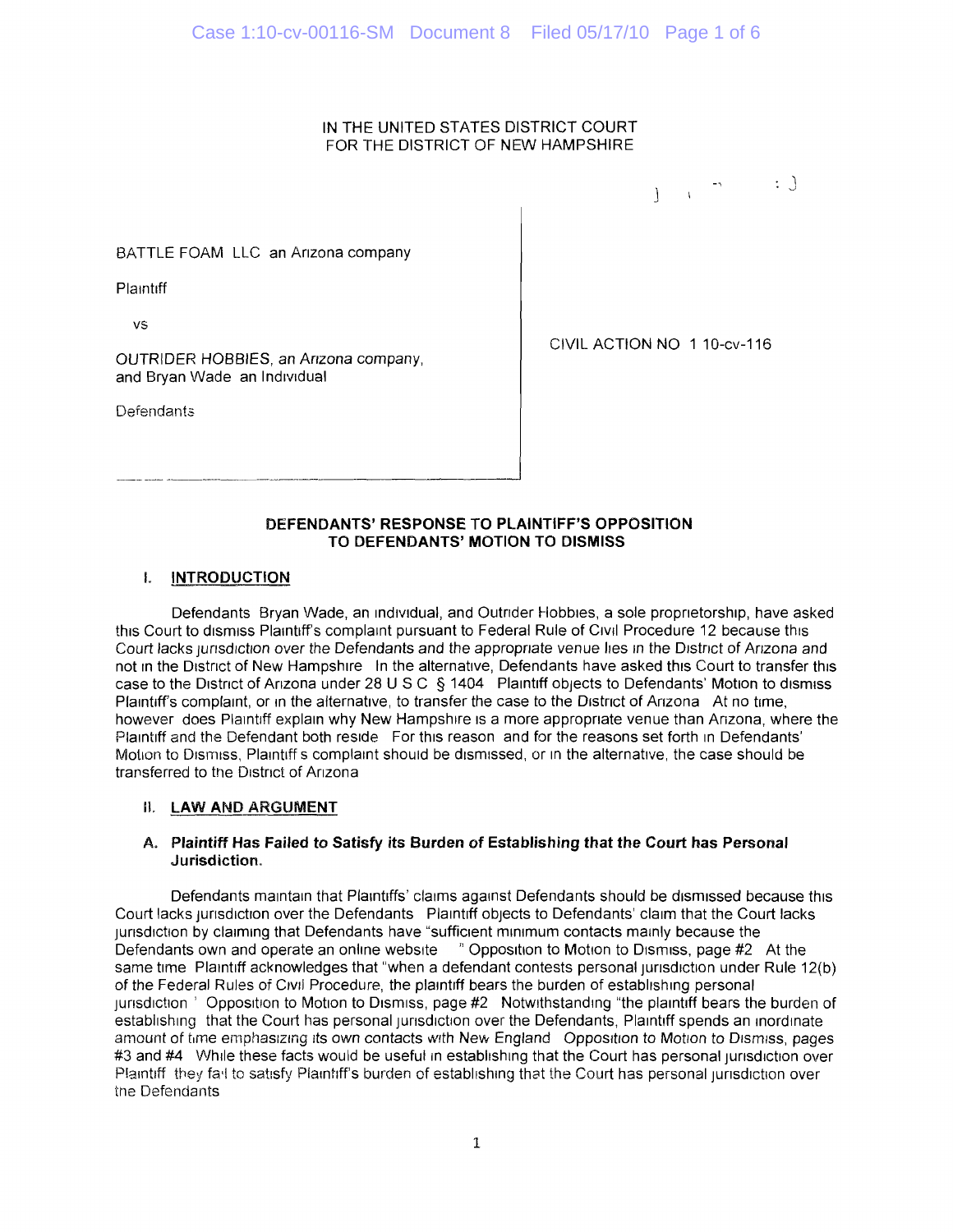IN THE UNITED STATES DISTRICT COURT
FOR THE DISTRICT OF NEW HAMPSHIRE

| | |
|---|---|
| BATTLE FOAM LLC an Arizona company<br><br>Plaintiff<br><br>vs<br><br>OUTRIDER HOBBIES, an Arizona company, and Bryan Wade an Individual<br><br>Defendants | CIVIL ACTION NO 1 10-cv-116 |

**DEFENDANTS' RESPONSE TO PLAINTIFF'S OPPOSITION TO DEFENDANTS' MOTION TO DISMISS**

## I. INTRODUCTION

Defendants Bryan Wade, an individual, and Outrider Hobbies, a sole proprietorship, have asked this Court to dismiss Plaintiff's complaint pursuant to Federal Rule of Civil Procedure 12 because this Court lacks jurisdiction over the Defendants and the appropriate venue lies in the District of Arizona and not in the District of New Hampshire In the alternative, Defendants have asked this Court to transfer this case to the District of Arizona under 28 U S C § 1404 Plaintiff objects to Defendants' Motion to dismiss Plaintiff's complaint, or in the alternative, to transfer the case to the District of Arizona At no time, however does Plaintiff explain why New Hampshire is a more appropriate venue than Arizona, where the Plaintiff and the Defendant both reside For this reason and for the reasons set forth in Defendants' Motion to Dismiss, Plaintiff's complaint should be dismissed, or in the alternative, the case should be transferred to the District of Arizona

## II. LAW AND ARGUMENT

### A. Plaintiff Has Failed to Satisfy its Burden of Establishing that the Court has Personal Jurisdiction.

Defendants maintain that Plaintiffs' claims against Defendants should be dismissed because this Court lacks jurisdiction over the Defendants Plaintiff objects to Defendants' claim that the Court lacks jurisdiction by claiming that Defendants have "sufficient minimum contacts mainly because the Defendants own and operate an online website " Opposition to Motion to Dismiss, page #2 At the same time Plaintiff acknowledges that "when a defendant contests personal jurisdiction under Rule 12(b) of the Federal Rules of Civil Procedure, the plaintiff bears the burden of establishing personal jurisdiction ' Opposition to Motion to Dismiss, page #2 Notwithstanding "the plaintiff bears the burden of establishing that the Court has personal jurisdiction over the Defendants, Plaintiff spends an inordinate amount of time emphasizing its own contacts with New England Opposition to Motion to Dismiss, pages #3 and #4 While these facts would be useful in establishing that the Court has personal jurisdiction over Plaintiff they fail to satisfy Plaintiff's burden of establishing that the Court has personal jurisdiction over the Defendants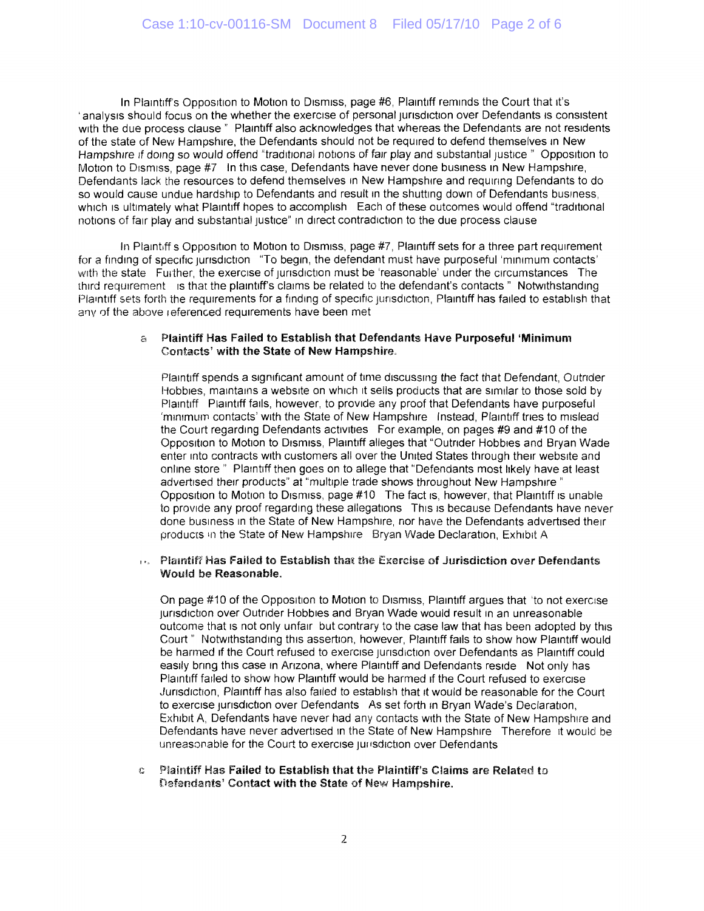In Plaintiff's Opposition to Motion to Dismiss, page #6, Plaintiff reminds the Court that it's 'analysis should focus on the whether the exercise of personal jurisdiction over Defendants is consistent with the due process clause." Plaintiff also acknowledges that whereas the Defendants are not residents of the state of New Hampshire, the Defendants should not be required to defend themselves in New Hampshire if doing so would offend "traditional notions of fair play and substantial justice." Opposition to Motion to Dismiss, page #7. In this case, Defendants have never done business in New Hampshire, Defendants lack the resources to defend themselves in New Hampshire and requiring Defendants to do so would cause undue hardship to Defendants and result in the shutting down of Defendants business, which is ultimately what Plaintiff hopes to accomplish. Each of these outcomes would offend "traditional notions of fair play and substantial justice" in direct contradiction to the due process clause.

In Plaintiff's Opposition to Motion to Dismiss, page #7, Plaintiff sets for a three part requirement for a finding of specific jurisdiction. "To begin, the defendant must have purposeful 'minimum contacts' with the state. Further, the exercise of jurisdiction must be 'reasonable' under the circumstances. The third requirement ... is that the plaintiff's claims be related to the defendant's contacts." Notwithstanding Plaintiff sets forth the requirements for a finding of specific jurisdiction, Plaintiff has failed to establish that any of the above referenced requirements have been met.

a. **Plaintiff Has Failed to Establish that Defendants Have Purposeful 'Minimum Contacts' with the State of New Hampshire.**

Plaintiff spends a significant amount of time discussing the fact that Defendant, Outrider Hobbies, maintains a website on which it sells products that are similar to those sold by Plaintiff. Plaintiff fails, however, to provide any proof that Defendants have purposeful 'minimum contacts' with the State of New Hampshire. Instead, Plaintiff tries to mislead the Court regarding Defendants activities. For example, on pages #9 and #10 of the Opposition to Motion to Dismiss, Plaintiff alleges that "Outrider Hobbies and Bryan Wade enter into contracts with customers all over the United States through their website and online store." Plaintiff then goes on to allege that "Defendants most likely have at least advertised their products" at "multiple trade shows throughout New Hampshire." Opposition to Motion to Dismiss, page #10. The fact is, however, that Plaintiff is unable to provide any proof regarding these allegations. This is because Defendants have never done business in the State of New Hampshire, nor have the Defendants advertised their products in the State of New Hampshire. Bryan Wade Declaration, Exhibit A.

b. **Plaintiff Has Failed to Establish that the Exercise of Jurisdiction over Defendants Would be Reasonable.**

On page #10 of the Opposition to Motion to Dismiss, Plaintiff argues that "to not exercise jurisdiction over Outrider Hobbies and Bryan Wade would result in an unreasonable outcome that is not only unfair but contrary to the case law that has been adopted by this Court." Notwithstanding this assertion, however, Plaintiff fails to show how Plaintiff would be harmed if the Court refused to exercise jurisdiction over Defendants as Plaintiff could easily bring this case in Arizona, where Plaintiff and Defendants reside. Not only has Plaintiff failed to show how Plaintiff would be harmed if the Court refused to exercise Jurisdiction, Plaintiff has also failed to establish that it would be reasonable for the Court to exercise jurisdiction over Defendants. As set forth in Bryan Wade's Declaration, Exhibit A, Defendants have never had any contacts with the State of New Hampshire and Defendants have never advertised in the State of New Hampshire. Therefore, it would be unreasonable for the Court to exercise jurisdiction over Defendants.

c. **Plaintiff Has Failed to Establish that the Plaintiff's Claims are Related to Defendants' Contact with the State of New Hampshire.**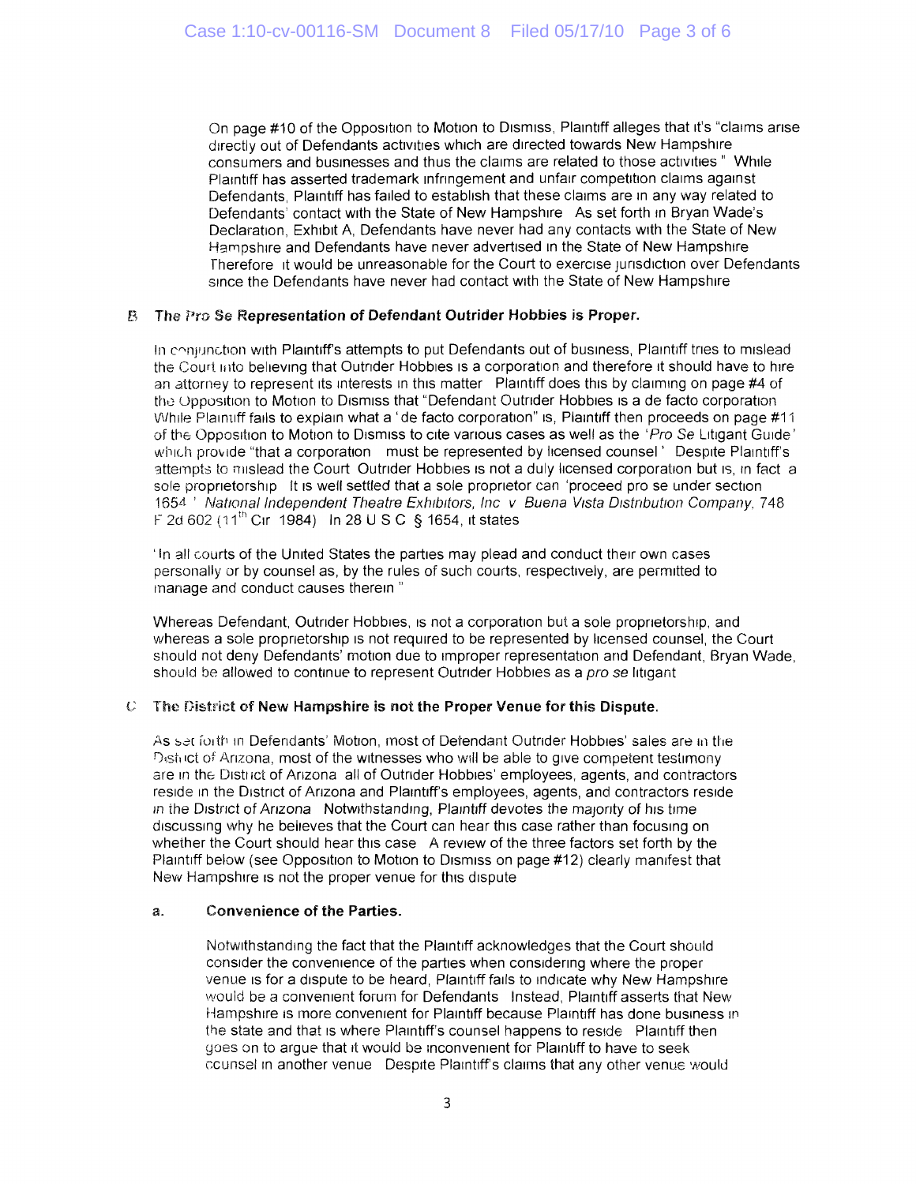On page #10 of the Opposition to Motion to Dismiss, Plaintiff alleges that it's "claims arise directly out of Defendants activities which are directed towards New Hampshire consumers and businesses and thus the claims are related to those activities" While Plaintiff has asserted trademark infringement and unfair competition claims against Defendants, Plaintiff has failed to establish that these claims are in any way related to Defendants' contact with the State of New Hampshire As set forth in Bryan Wade's Declaration, Exhibit A, Defendants have never had any contacts with the State of New Hampshire and Defendants have never advertised in the State of New Hampshire Therefore it would be unreasonable for the Court to exercise jurisdiction over Defendants since the Defendants have never had contact with the State of New Hampshire

### B The *Pro Se* Representation of Defendant Outrider Hobbies is Proper.

In conjunction with Plaintiff's attempts to put Defendants out of business, Plaintiff tries to mislead the Court into believing that Outrider Hobbies is a corporation and therefore it should have to hire an attorney to represent its interests in this matter Plaintiff does this by claiming on page #4 of the Opposition to Motion to Dismiss that "Defendant Outrider Hobbies is a de facto corporation While Plaintiff fails to explain what a 'de facto corporation" is, Plaintiff then proceeds on page #11 of the Opposition to Motion to Dismiss to cite various cases as well as the '*Pro Se* Litigant Guide' which provide "that a corporation must be represented by licensed counsel' Despite Plaintiff's attempts to mislead the Court Outrider Hobbies is not a duly licensed corporation but is, in fact a sole proprietorship It is well settled that a sole proprietor can 'proceed pro se under section 1654' *National Independent Theatre Exhibitors, Inc v Buena Vista Distribution Company*, 748 F 2d 602 (11th Cir 1984) In 28 U S C § 1654, it states

'In all courts of the United States the parties may plead and conduct their own cases personally or by counsel as, by the rules of such courts, respectively, are permitted to manage and conduct causes therein"

Whereas Defendant, Outrider Hobbies, is not a corporation but a sole proprietorship, and whereas a sole proprietorship is not required to be represented by licensed counsel, the Court should not deny Defendants' motion due to improper representation and Defendant, Bryan Wade, should be allowed to continue to represent Outrider Hobbies as a *pro se* litigant

### C The District of New Hampshire is not the Proper Venue for this Dispute.

As set forth in Defendants' Motion, most of Defendant Outrider Hobbies' sales are in the District of Arizona, most of the witnesses who will be able to give competent testimony are in the District of Arizona all of Outrider Hobbies' employees, agents, and contractors reside in the District of Arizona and Plaintiff's employees, agents, and contractors reside in the District of Arizona Notwithstanding, Plaintiff devotes the majority of his time discussing why he believes that the Court can hear this case rather than focusing on whether the Court should hear this case A review of the three factors set forth by the Plaintiff below (see Opposition to Motion to Dismiss on page #12) clearly manifest that New Hampshire is not the proper venue for this dispute

#### a. Convenience of the Parties.

Notwithstanding the fact that the Plaintiff acknowledges that the Court should consider the convenience of the parties when considering where the proper venue is for a dispute to be heard, Plaintiff fails to indicate why New Hampshire would be a convenient forum for Defendants Instead, Plaintiff asserts that New Hampshire is more convenient for Plaintiff because Plaintiff has done business in the state and that is where Plaintiff's counsel happens to reside Plaintiff then goes on to argue that it would be inconvenient for Plaintiff to have to seek counsel in another venue Despite Plaintiff's claims that any other venue would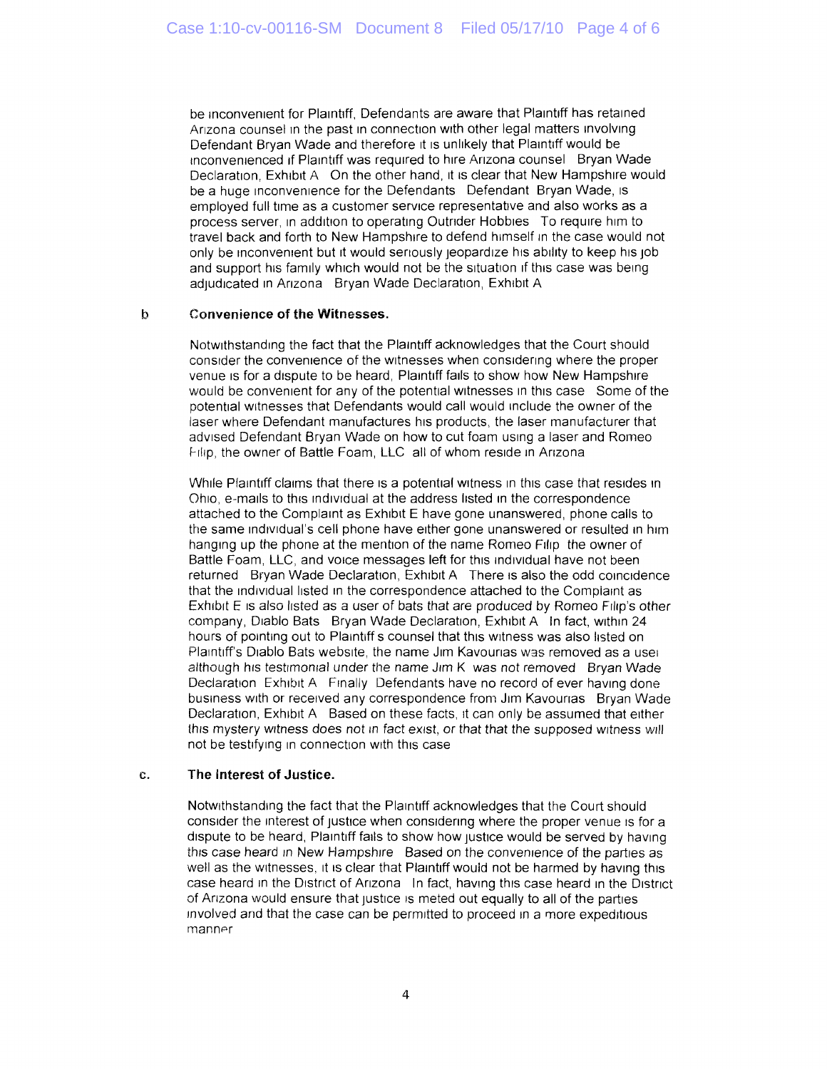be inconvenient for Plaintiff, Defendants are aware that Plaintiff has retained Arizona counsel in the past in connection with other legal matters involving Defendant Bryan Wade and therefore it is unlikely that Plaintiff would be inconvenienced if Plaintiff was required to hire Arizona counsel Bryan Wade Declaration, Exhibit A On the other hand, it is clear that New Hampshire would be a huge inconvenience for the Defendants Defendant Bryan Wade, is employed full time as a customer service representative and also works as a process server, in addition to operating Outrider Hobbies To require him to travel back and forth to New Hampshire to defend himself in the case would not only be inconvenient but it would seriously jeopardize his ability to keep his job and support his family which would not be the situation if this case was being adjudicated in Arizona Bryan Wade Declaration, Exhibit A

b **Convenience of the Witnesses.**

Notwithstanding the fact that the Plaintiff acknowledges that the Court should consider the convenience of the witnesses when considering where the proper venue is for a dispute to be heard, Plaintiff fails to show how New Hampshire would be convenient for any of the potential witnesses in this case Some of the potential witnesses that Defendants would call would include the owner of the laser where Defendant manufactures his products, the laser manufacturer that advised Defendant Bryan Wade on how to cut foam using a laser and Romeo Filip, the owner of Battle Foam, LLC all of whom reside in Arizona

While Plaintiff claims that there is a potential witness in this case that resides in Ohio, e-mails to this individual at the address listed in the correspondence attached to the Complaint as Exhibit E have gone unanswered, phone calls to the same individual's cell phone have either gone unanswered or resulted in him hanging up the phone at the mention of the name Romeo Filip the owner of Battle Foam, LLC, and voice messages left for this individual have not been returned Bryan Wade Declaration, Exhibit A There is also the odd coincidence that the individual listed in the correspondence attached to the Complaint as Exhibit E is also listed as a user of bats that are produced by Romeo Filip's other company, Diablo Bats Bryan Wade Declaration, Exhibit A In fact, within 24 hours of pointing out to Plaintiff s counsel that this witness was also listed on Plaintiff's Diablo Bats website, the name Jim Kavourias was removed as a user although his testimonial under the name Jim K was not removed Bryan Wade Declaration Exhibit A Finally Defendants have no record of ever having done business with or received any correspondence from Jim Kavourias Bryan Wade Declaration, Exhibit A Based on these facts, it can only be assumed that either this mystery witness does not in fact exist, or that that the supposed witness will not be testifying in connection with this case

c. **The Interest of Justice.**

Notwithstanding the fact that the Plaintiff acknowledges that the Court should consider the interest of justice when considering where the proper venue is for a dispute to be heard, Plaintiff fails to show how justice would be served by having this case heard in New Hampshire Based on the convenience of the parties as well as the witnesses, it is clear that Plaintiff would not be harmed by having this case heard in the District of Arizona In fact, having this case heard in the District of Arizona would ensure that justice is meted out equally to all of the parties involved and that the case can be permitted to proceed in a more expeditious manner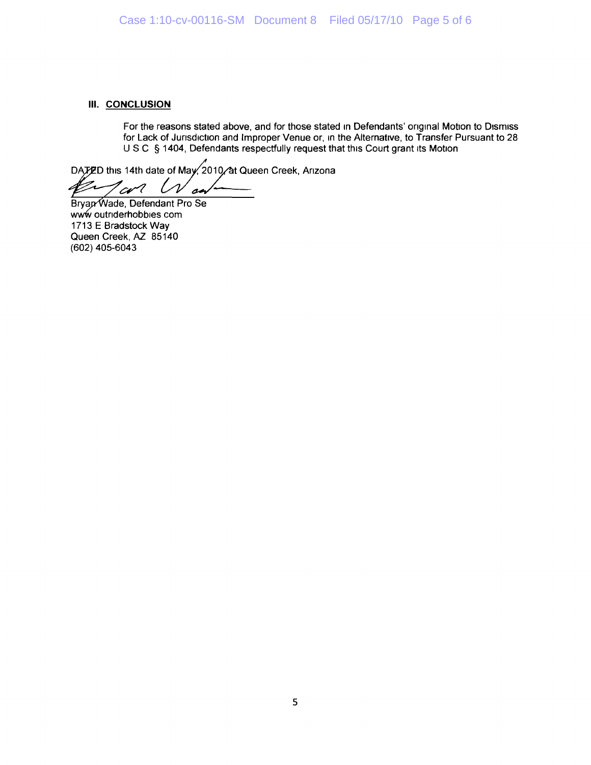### III. CONCLUSION

For the reasons stated above, and for those stated in Defendants' original Motion to Dismiss for Lack of Jurisdiction and Improper Venue or, in the Alternative, to Transfer Pursuant to 28 U S C § 1404, Defendants respectfully request that this Court grant its Motion

DATED this 14th date of May, 2010, at Queen Creek, Arizona

Bryan Wade, Defendant Pro Se
www outriderhobbies com
1713 E Bradstock Way
Queen Creek, AZ 85140
(602) 405-6043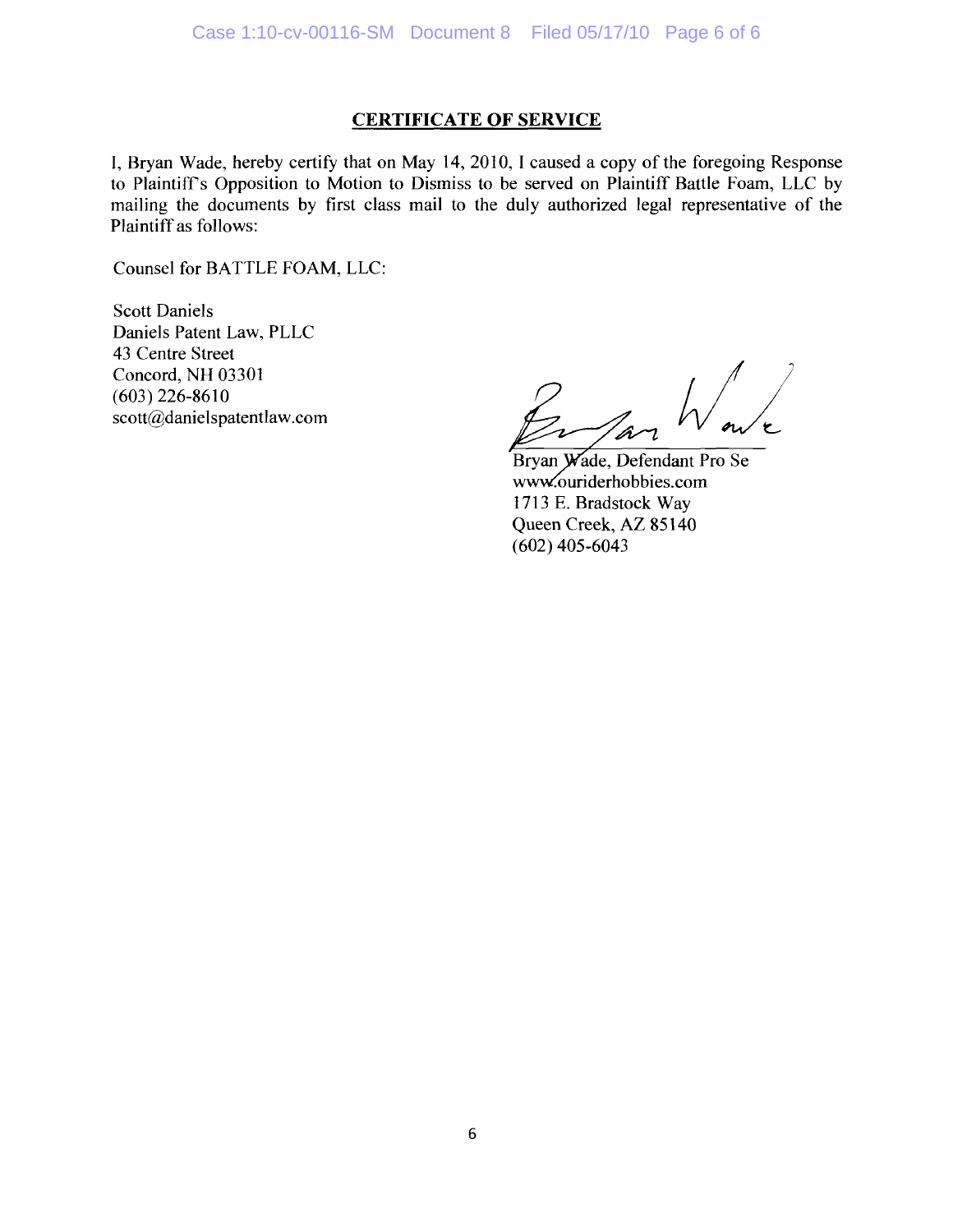## CERTIFICATE OF SERVICE

I, Bryan Wade, hereby certify that on May 14, 2010, I caused a copy of the foregoing Response to Plaintiff's Opposition to Motion to Dismiss to be served on Plaintiff Battle Foam, LLC by mailing the documents by first class mail to the duly authorized legal representative of the Plaintiff as follows:

Counsel for BATTLE FOAM, LLC:

Scott Daniels
Daniels Patent Law, PLLC
43 Centre Street
Concord, NH 03301
(603) 226-8610
scott@danielspatentlaw.com

Bryan Wade, Defendant Pro Se
www.ouriderhobbies.com
1713 E. Bradstock Way
Queen Creek, AZ 85140
(602) 405-6043